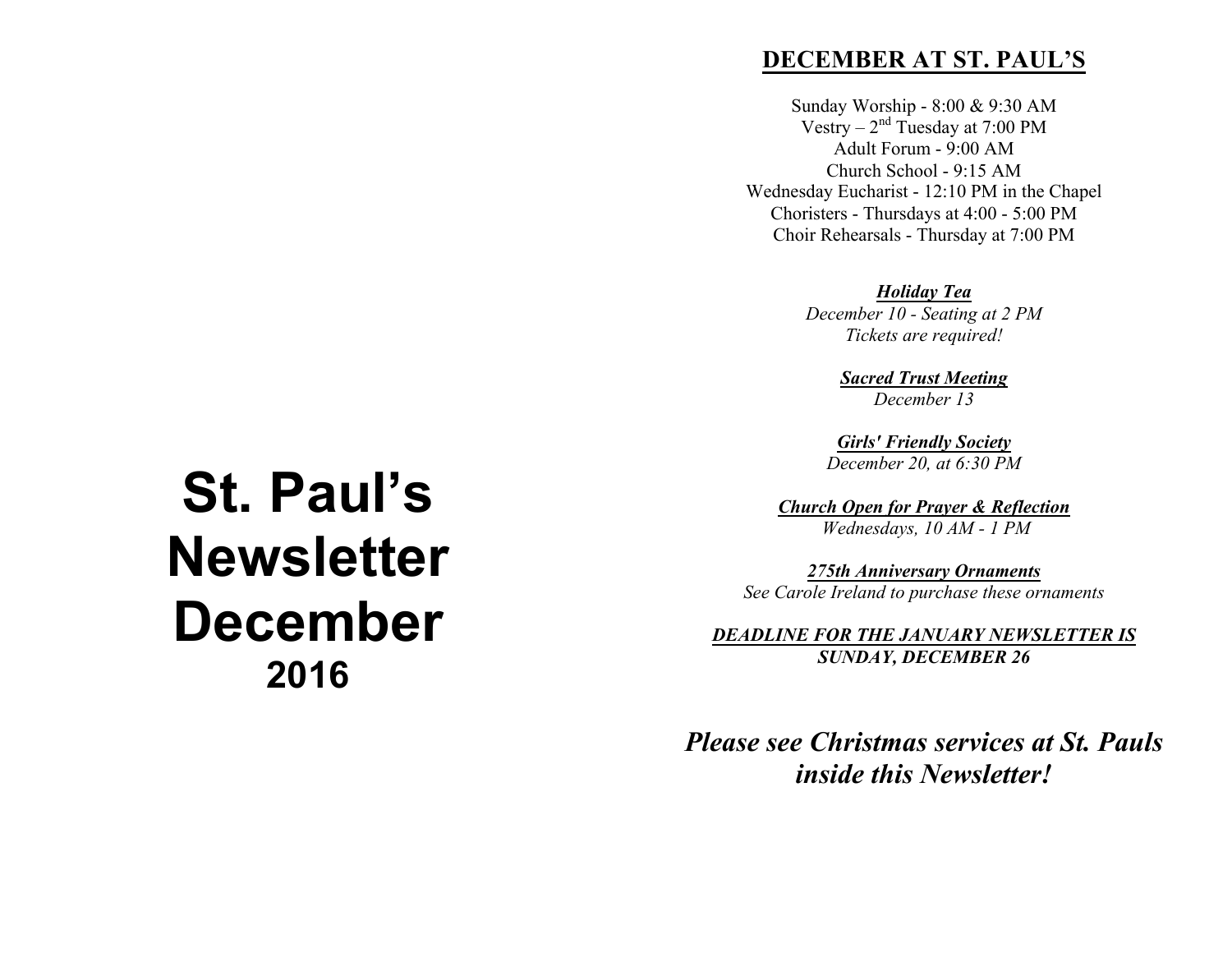# St. Paul's Newsletter December

## 2016

## DECEMBER AT ST. PAUL'S

Sunday Worship - 8:00 & 9:30 AM
Vestry – 2nd Tuesday at 7:00 PM
Adult Forum - 9:00 AM
Church School - 9:15 AM
Wednesday Eucharist - 12:10 PM in the Chapel
Choristers - Thursdays at 4:00 - 5:00 PM
Choir Rehearsals - Thursday at 7:00 PM

***Holiday Tea***
*December 10 - Seating at 2 PM*
*Tickets are required!*

***Sacred Trust Meeting***
*December 13*

***Girls' Friendly Society***
*December 20, at 6:30 PM*

***Church Open for Prayer & Reflection***
*Wednesdays, 10 AM - 1 PM*

***275th Anniversary Ornaments***
*See Carole Ireland to purchase these ornaments*

***DEADLINE FOR THE JANUARY NEWSLETTER IS SUNDAY, DECEMBER 26***

***Please see Christmas services at St. Pauls inside this Newsletter!***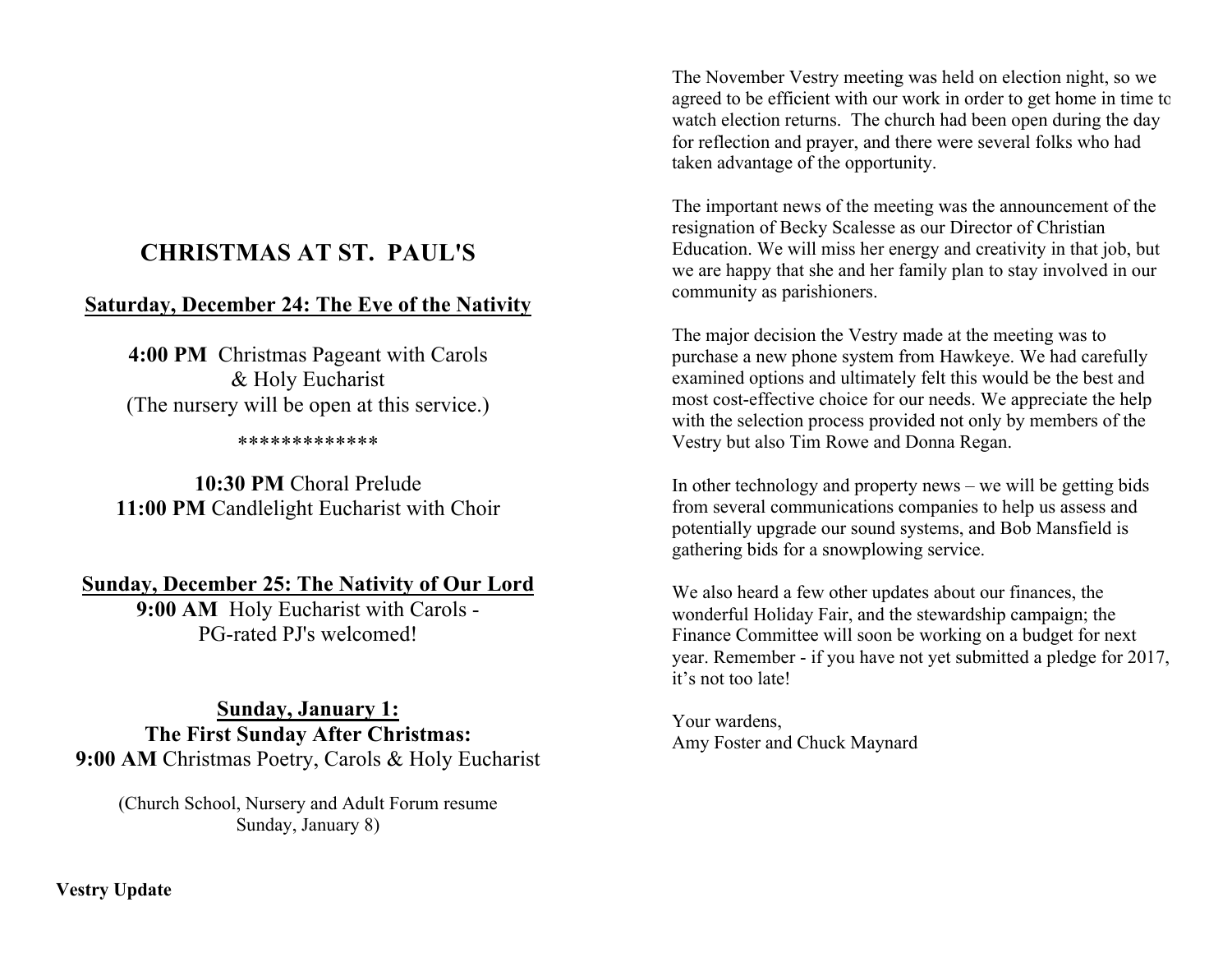# CHRISTMAS AT ST. PAUL'S

## Saturday, December 24: The Eve of the Nativity

**4:00 PM** Christmas Pageant with Carols & Holy Eucharist
(The nursery will be open at this service.)

*************

**10:30 PM** Choral Prelude
**11:00 PM** Candlelight Eucharist with Choir

## Sunday, December 25: The Nativity of Our Lord

**9:00 AM** Holy Eucharist with Carols - PG-rated PJ's welcomed!

## Sunday, January 1: The First Sunday After Christmas:

**9:00 AM** Christmas Poetry, Carols & Holy Eucharist

(Church School, Nursery and Adult Forum resume Sunday, January 8)

**Vestry Update**

The November Vestry meeting was held on election night, so we agreed to be efficient with our work in order to get home in time to watch election returns. The church had been open during the day for reflection and prayer, and there were several folks who had taken advantage of the opportunity.

The important news of the meeting was the announcement of the resignation of Becky Scalesse as our Director of Christian Education. We will miss her energy and creativity in that job, but we are happy that she and her family plan to stay involved in our community as parishioners.

The major decision the Vestry made at the meeting was to purchase a new phone system from Hawkeye. We had carefully examined options and ultimately felt this would be the best and most cost-effective choice for our needs. We appreciate the help with the selection process provided not only by members of the Vestry but also Tim Rowe and Donna Regan.

In other technology and property news – we will be getting bids from several communications companies to help us assess and potentially upgrade our sound systems, and Bob Mansfield is gathering bids for a snowplowing service.

We also heard a few other updates about our finances, the wonderful Holiday Fair, and the stewardship campaign; the Finance Committee will soon be working on a budget for next year. Remember - if you have not yet submitted a pledge for 2017, it's not too late!

Your wardens,
Amy Foster and Chuck Maynard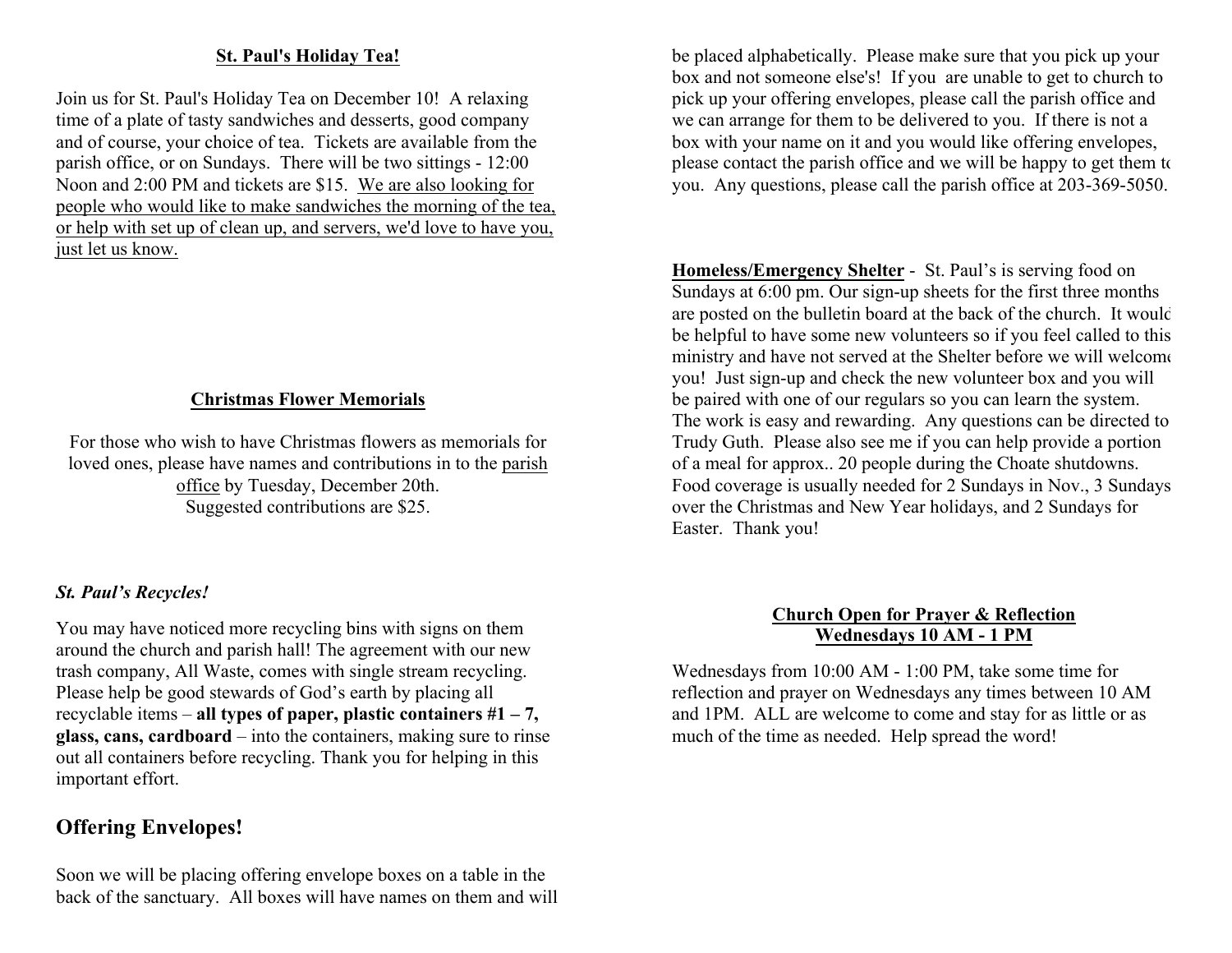**St. Paul's Holiday Tea!**

Join us for St. Paul's Holiday Tea on December 10! A relaxing time of a plate of tasty sandwiches and desserts, good company and of course, your choice of tea. Tickets are available from the parish office, or on Sundays. There will be two sittings - 12:00 Noon and 2:00 PM and tickets are $15. We are also looking for people who would like to make sandwiches the morning of the tea, or help with set up of clean up, and servers, we'd love to have you, just let us know.

**Christmas Flower Memorials**

For those who wish to have Christmas flowers as memorials for loved ones, please have names and contributions in to the parish office by Tuesday, December 20th.
Suggested contributions are $25.

***St. Paul's Recycles!***

You may have noticed more recycling bins with signs on them around the church and parish hall! The agreement with our new trash company, All Waste, comes with single stream recycling. Please help be good stewards of God's earth by placing all recyclable items – **all types of paper, plastic containers #1 – 7, glass, cans, cardboard** – into the containers, making sure to rinse out all containers before recycling. Thank you for helping in this important effort.

## Offering Envelopes!

Soon we will be placing offering envelope boxes on a table in the back of the sanctuary. All boxes will have names on them and will be placed alphabetically. Please make sure that you pick up your box and not someone else's! If you are unable to get to church to pick up your offering envelopes, please call the parish office and we can arrange for them to be delivered to you. If there is not a box with your name on it and you would like offering envelopes, please contact the parish office and we will be happy to get them to you. Any questions, please call the parish office at 203-369-5050.

**Homeless/Emergency Shelter** - St. Paul's is serving food on Sundays at 6:00 pm. Our sign-up sheets for the first three months are posted on the bulletin board at the back of the church. It would be helpful to have some new volunteers so if you feel called to this ministry and have not served at the Shelter before we will welcome you! Just sign-up and check the new volunteer box and you will be paired with one of our regulars so you can learn the system. The work is easy and rewarding. Any questions can be directed to Trudy Guth. Please also see me if you can help provide a portion of a meal for approx.. 20 people during the Choate shutdowns. Food coverage is usually needed for 2 Sundays in Nov., 3 Sundays over the Christmas and New Year holidays, and 2 Sundays for Easter. Thank you!

**Church Open for Prayer & Reflection**
**Wednesdays 10 AM - 1 PM**

Wednesdays from 10:00 AM - 1:00 PM, take some time for reflection and prayer on Wednesdays any times between 10 AM and 1PM. ALL are welcome to come and stay for as little or as much of the time as needed. Help spread the word!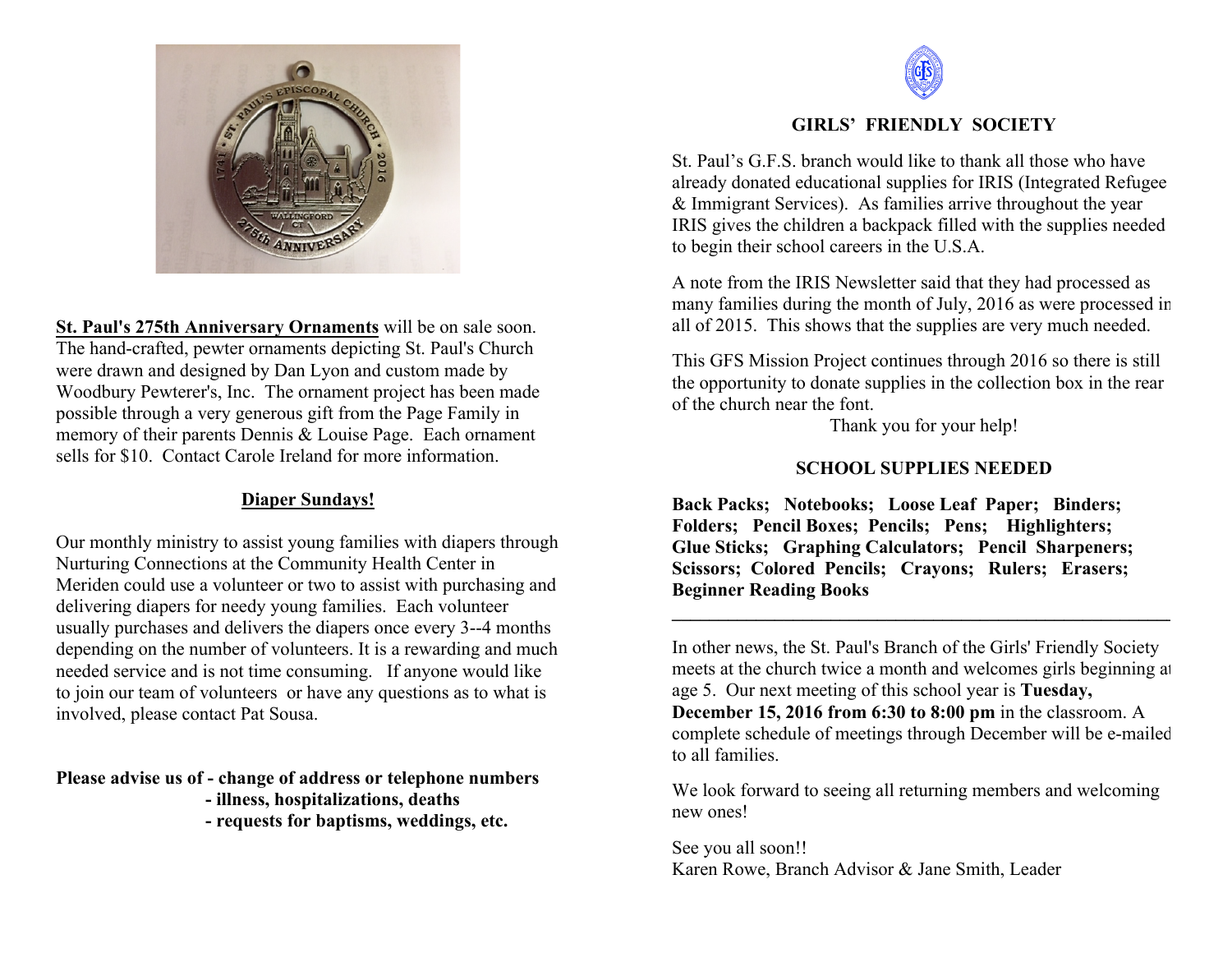**St. Paul's 275th Anniversary Ornaments** will be on sale soon. The hand-crafted, pewter ornaments depicting St. Paul's Church were drawn and designed by Dan Lyon and custom made by Woodbury Pewterer's, Inc. The ornament project has been made possible through a very generous gift from the Page Family in memory of their parents Dennis & Louise Page. Each ornament sells for $10. Contact Carole Ireland for more information.

## Diaper Sundays!

Our monthly ministry to assist young families with diapers through Nurturing Connections at the Community Health Center in Meriden could use a volunteer or two to assist with purchasing and delivering diapers for needy young families. Each volunteer usually purchases and delivers the diapers once every 3--4 months depending on the number of volunteers. It is a rewarding and much needed service and is not time consuming. If anyone would like to join our team of volunteers or have any questions as to what is involved, please contact Pat Sousa.

**Please advise us of - change of address or telephone numbers**
**- illness, hospitalizations, deaths**
**- requests for baptisms, weddings, etc.**

## GIRLS' FRIENDLY SOCIETY

St. Paul's G.F.S. branch would like to thank all those who have already donated educational supplies for IRIS (Integrated Refugee & Immigrant Services). As families arrive throughout the year IRIS gives the children a backpack filled with the supplies needed to begin their school careers in the U.S.A.

A note from the IRIS Newsletter said that they had processed as many families during the month of July, 2016 as were processed in all of 2015. This shows that the supplies are very much needed.

This GFS Mission Project continues through 2016 so there is still the opportunity to donate supplies in the collection box in the rear of the church near the font.

Thank you for your help!

## SCHOOL SUPPLIES NEEDED

**Back Packs; Notebooks; Loose Leaf Paper; Binders; Folders; Pencil Boxes; Pencils; Pens; Highlighters; Glue Sticks; Graphing Calculators; Pencil Sharpeners; Scissors; Colored Pencils; Crayons; Rulers; Erasers; Beginner Reading Books**

---

In other news, the St. Paul's Branch of the Girls' Friendly Society meets at the church twice a month and welcomes girls beginning at age 5. Our next meeting of this school year is **Tuesday, December 15, 2016 from 6:30 to 8:00 pm** in the classroom. A complete schedule of meetings through December will be e-mailed to all families.

We look forward to seeing all returning members and welcoming new ones!

See you all soon!!
Karen Rowe, Branch Advisor & Jane Smith, Leader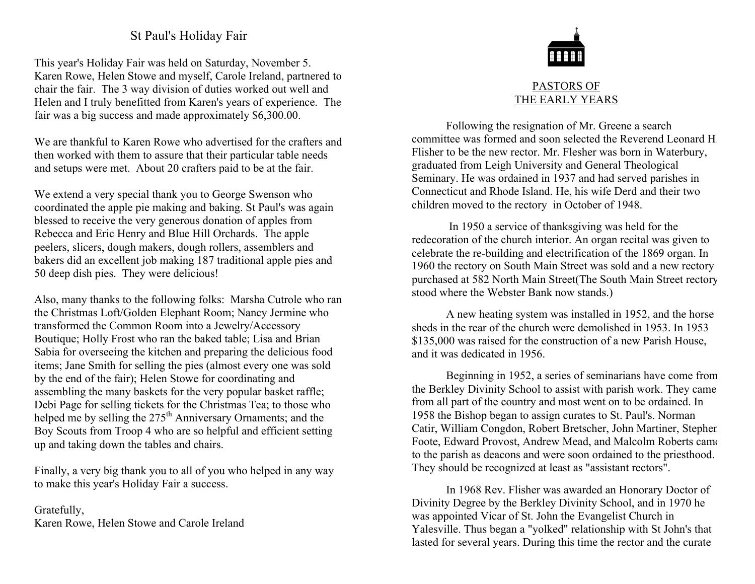## St Paul's Holiday Fair

This year's Holiday Fair was held on Saturday, November 5. Karen Rowe, Helen Stowe and myself, Carole Ireland, partnered to chair the fair. The 3 way division of duties worked out well and Helen and I truly benefitted from Karen's years of experience. The fair was a big success and made approximately $6,300.00.

We are thankful to Karen Rowe who advertised for the crafters and then worked with them to assure that their particular table needs and setups were met. About 20 crafters paid to be at the fair.

We extend a very special thank you to George Swenson who coordinated the apple pie making and baking. St Paul's was again blessed to receive the very generous donation of apples from Rebecca and Eric Henry and Blue Hill Orchards. The apple peelers, slicers, dough makers, dough rollers, assemblers and bakers did an excellent job making 187 traditional apple pies and 50 deep dish pies. They were delicious!

Also, many thanks to the following folks: Marsha Cutrole who ran the Christmas Loft/Golden Elephant Room; Nancy Jermine who transformed the Common Room into a Jewelry/Accessory Boutique; Holly Frost who ran the baked table; Lisa and Brian Sabia for overseeing the kitchen and preparing the delicious food items; Jane Smith for selling the pies (almost every one was sold by the end of the fair); Helen Stowe for coordinating and assembling the many baskets for the very popular basket raffle; Debi Page for selling tickets for the Christmas Tea; to those who helped me by selling the 275th Anniversary Ornaments; and the Boy Scouts from Troop 4 who are so helpful and efficient setting up and taking down the tables and chairs.

Finally, a very big thank you to all of you who helped in any way to make this year's Holiday Fair a success.

Gratefully,
Karen Rowe, Helen Stowe and Carole Ireland

## PASTORS OF THE EARLY YEARS

Following the resignation of Mr. Greene a search committee was formed and soon selected the Reverend Leonard H. Flisher to be the new rector. Mr. Flesher was born in Waterbury, graduated from Leigh University and General Theological Seminary. He was ordained in 1937 and had served parishes in Connecticut and Rhode Island. He, his wife Derd and their two children moved to the rectory in October of 1948.

In 1950 a service of thanksgiving was held for the redecoration of the church interior. An organ recital was given to celebrate the re-building and electrification of the 1869 organ. In 1960 the rectory on South Main Street was sold and a new rectory purchased at 582 North Main Street(The South Main Street rectory stood where the Webster Bank now stands.)

A new heating system was installed in 1952, and the horse sheds in the rear of the church were demolished in 1953. In 1953 $135,000 was raised for the construction of a new Parish House, and it was dedicated in 1956.

Beginning in 1952, a series of seminarians have come from the Berkley Divinity School to assist with parish work. They came from all part of the country and most went on to be ordained. In 1958 the Bishop began to assign curates to St. Paul's. Norman Catir, William Congdon, Robert Bretscher, John Martiner, Stephen Foote, Edward Provost, Andrew Mead, and Malcolm Roberts came to the parish as deacons and were soon ordained to the priesthood. They should be recognized at least as "assistant rectors".

In 1968 Rev. Flisher was awarded an Honorary Doctor of Divinity Degree by the Berkley Divinity School, and in 1970 he was appointed Vicar of St. John the Evangelist Church in Yalesville. Thus began a "yolked" relationship with St John's that lasted for several years. During this time the rector and the curate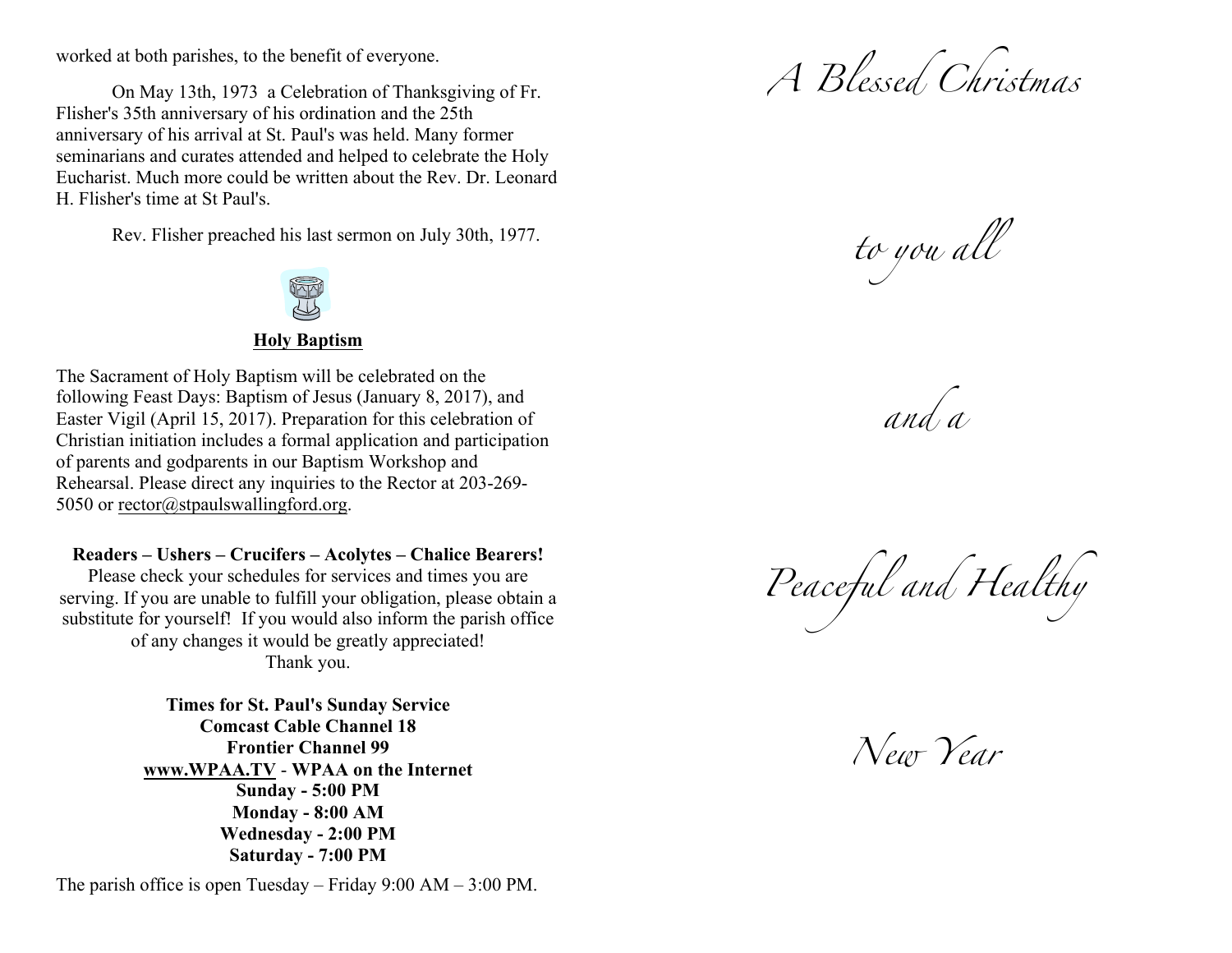worked at both parishes, to the benefit of everyone.

On May 13th, 1973 a Celebration of Thanksgiving of Fr. Flisher's 35th anniversary of his ordination and the 25th anniversary of his arrival at St. Paul's was held. Many former seminarians and curates attended and helped to celebrate the Holy Eucharist. Much more could be written about the Rev. Dr. Leonard H. Flisher's time at St Paul's.

Rev. Flisher preached his last sermon on July 30th, 1977.

## Holy Baptism

The Sacrament of Holy Baptism will be celebrated on the following Feast Days: Baptism of Jesus (January 8, 2017), and Easter Vigil (April 15, 2017). Preparation for this celebration of Christian initiation includes a formal application and participation of parents and godparents in our Baptism Workshop and Rehearsal. Please direct any inquiries to the Rector at 203-269-5050 or rector@stpaulswallingford.org.

**Readers – Ushers – Crucifers – Acolytes – Chalice Bearers!**

Please check your schedules for services and times you are serving. If you are unable to fulfill your obligation, please obtain a substitute for yourself! If you would also inform the parish office of any changes it would be greatly appreciated!
Thank you.

**Times for St. Paul's Sunday Service**
**Comcast Cable Channel 18**
**Frontier Channel 99**
**www.WPAA.TV - WPAA on the Internet**
**Sunday - 5:00 PM**
**Monday - 8:00 AM**
**Wednesday - 2:00 PM**
**Saturday - 7:00 PM**

The parish office is open Tuesday – Friday 9:00 AM – 3:00 PM.

*A Blessed Christmas*

*to you all*

*and a*

*Peaceful and Healthy*

*New Year*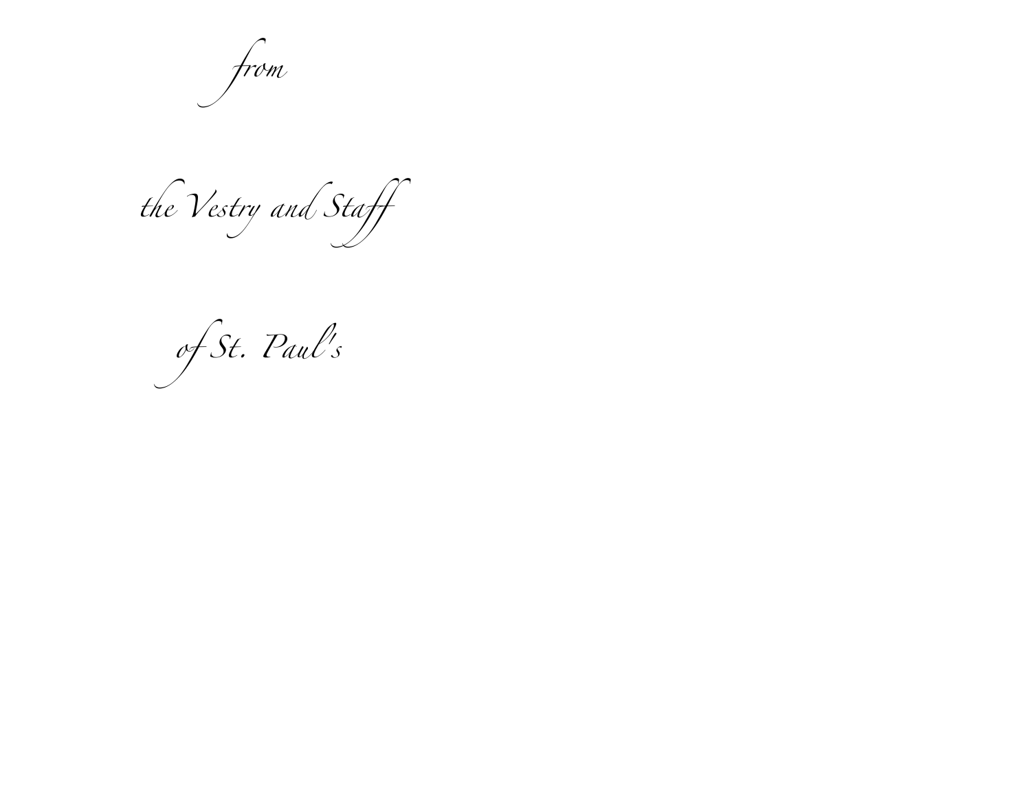*from*

*the Vestry and Staff*

*of St. Paul's*